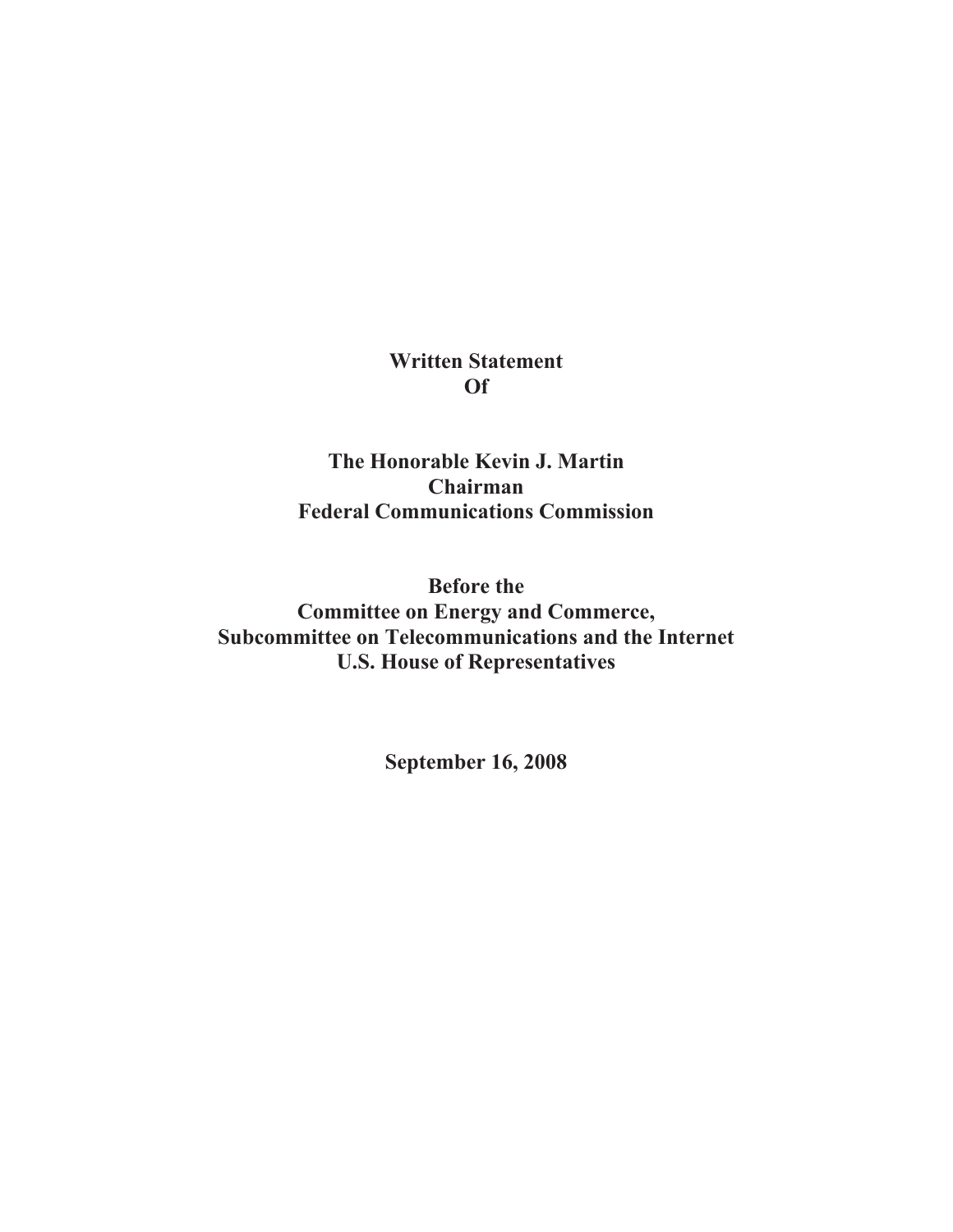**Written Statement**
**Of**

**The Honorable Kevin J. Martin**
**Chairman**
**Federal Communications Commission**

**Before the**
**Committee on Energy and Commerce,**
**Subcommittee on Telecommunications and the Internet**
**U.S. House of Representatives**

**September 16, 2008**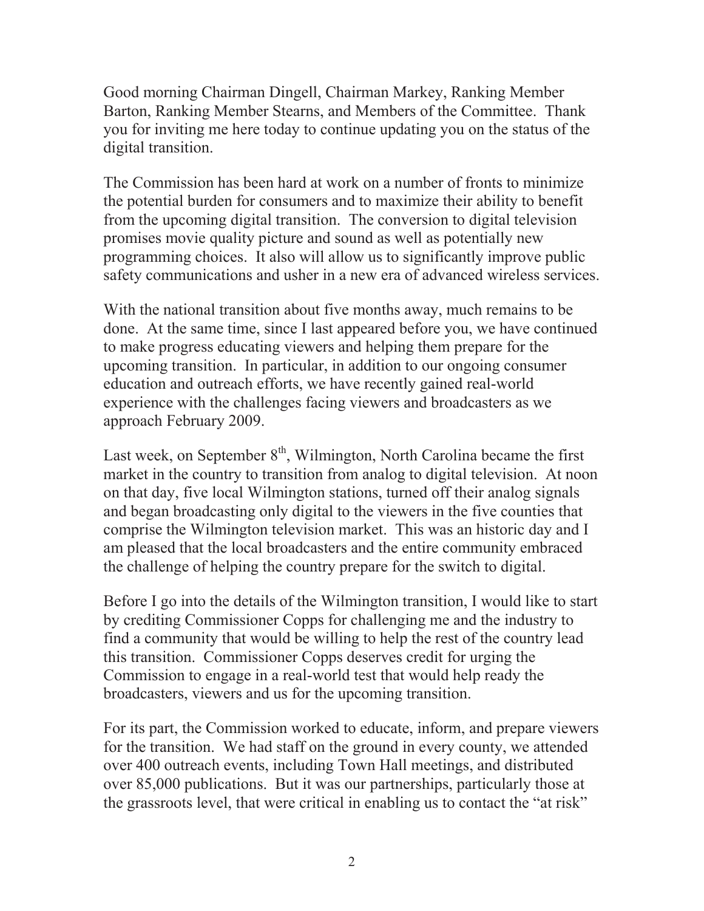Good morning Chairman Dingell, Chairman Markey, Ranking Member Barton, Ranking Member Stearns, and Members of the Committee. Thank you for inviting me here today to continue updating you on the status of the digital transition.

The Commission has been hard at work on a number of fronts to minimize the potential burden for consumers and to maximize their ability to benefit from the upcoming digital transition. The conversion to digital television promises movie quality picture and sound as well as potentially new programming choices. It also will allow us to significantly improve public safety communications and usher in a new era of advanced wireless services.

With the national transition about five months away, much remains to be done. At the same time, since I last appeared before you, we have continued to make progress educating viewers and helping them prepare for the upcoming transition. In particular, in addition to our ongoing consumer education and outreach efforts, we have recently gained real-world experience with the challenges facing viewers and broadcasters as we approach February 2009.

Last week, on September 8th, Wilmington, North Carolina became the first market in the country to transition from analog to digital television. At noon on that day, five local Wilmington stations, turned off their analog signals and began broadcasting only digital to the viewers in the five counties that comprise the Wilmington television market. This was an historic day and I am pleased that the local broadcasters and the entire community embraced the challenge of helping the country prepare for the switch to digital.

Before I go into the details of the Wilmington transition, I would like to start by crediting Commissioner Copps for challenging me and the industry to find a community that would be willing to help the rest of the country lead this transition. Commissioner Copps deserves credit for urging the Commission to engage in a real-world test that would help ready the broadcasters, viewers and us for the upcoming transition.

For its part, the Commission worked to educate, inform, and prepare viewers for the transition. We had staff on the ground in every county, we attended over 400 outreach events, including Town Hall meetings, and distributed over 85,000 publications. But it was our partnerships, particularly those at the grassroots level, that were critical in enabling us to contact the "at risk"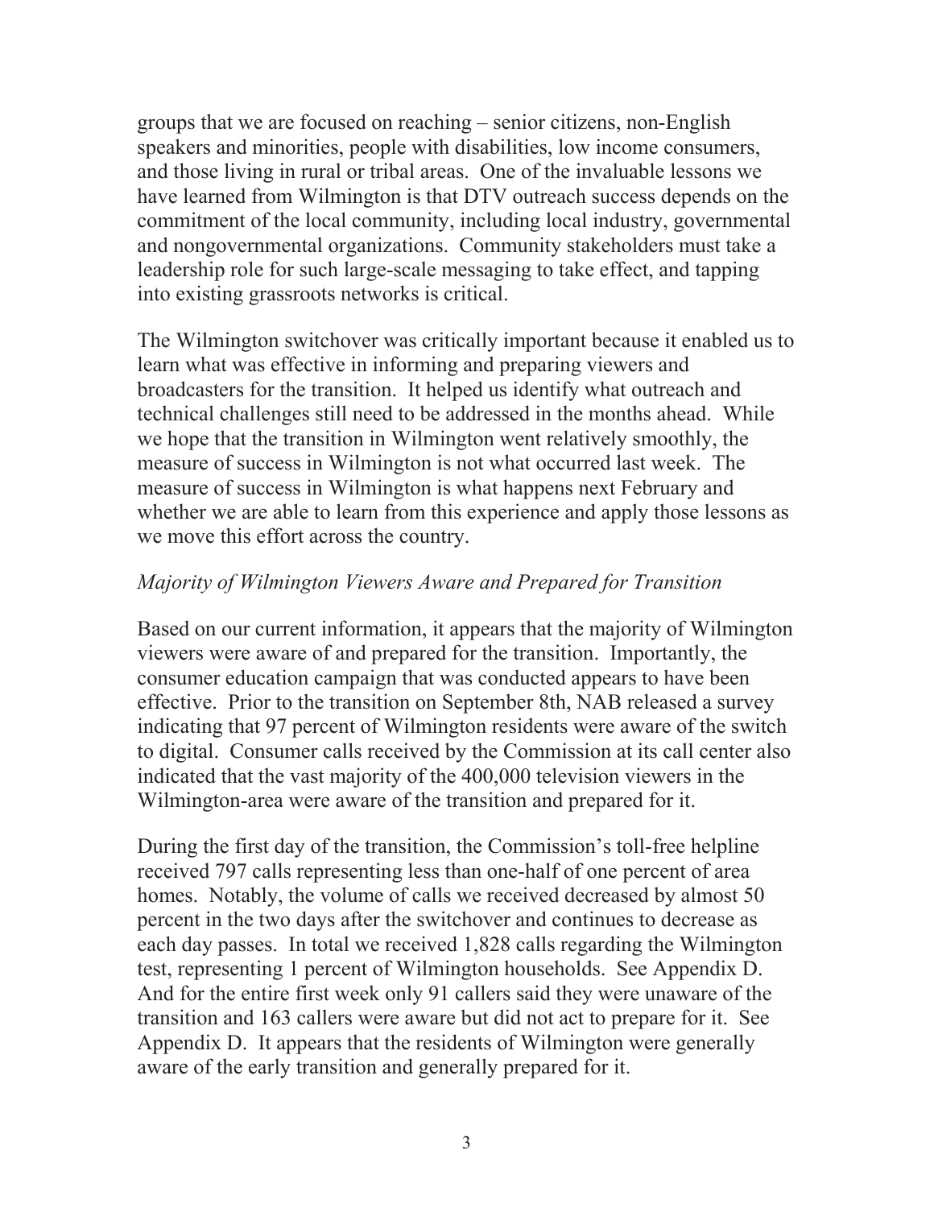groups that we are focused on reaching – senior citizens, non-English speakers and minorities, people with disabilities, low income consumers, and those living in rural or tribal areas. One of the invaluable lessons we have learned from Wilmington is that DTV outreach success depends on the commitment of the local community, including local industry, governmental and nongovernmental organizations. Community stakeholders must take a leadership role for such large-scale messaging to take effect, and tapping into existing grassroots networks is critical.

The Wilmington switchover was critically important because it enabled us to learn what was effective in informing and preparing viewers and broadcasters for the transition. It helped us identify what outreach and technical challenges still need to be addressed in the months ahead. While we hope that the transition in Wilmington went relatively smoothly, the measure of success in Wilmington is not what occurred last week. The measure of success in Wilmington is what happens next February and whether we are able to learn from this experience and apply those lessons as we move this effort across the country.

*Majority of Wilmington Viewers Aware and Prepared for Transition*

Based on our current information, it appears that the majority of Wilmington viewers were aware of and prepared for the transition. Importantly, the consumer education campaign that was conducted appears to have been effective. Prior to the transition on September 8th, NAB released a survey indicating that 97 percent of Wilmington residents were aware of the switch to digital. Consumer calls received by the Commission at its call center also indicated that the vast majority of the 400,000 television viewers in the Wilmington-area were aware of the transition and prepared for it.

During the first day of the transition, the Commission's toll-free helpline received 797 calls representing less than one-half of one percent of area homes. Notably, the volume of calls we received decreased by almost 50 percent in the two days after the switchover and continues to decrease as each day passes. In total we received 1,828 calls regarding the Wilmington test, representing 1 percent of Wilmington households. See Appendix D. And for the entire first week only 91 callers said they were unaware of the transition and 163 callers were aware but did not act to prepare for it. See Appendix D. It appears that the residents of Wilmington were generally aware of the early transition and generally prepared for it.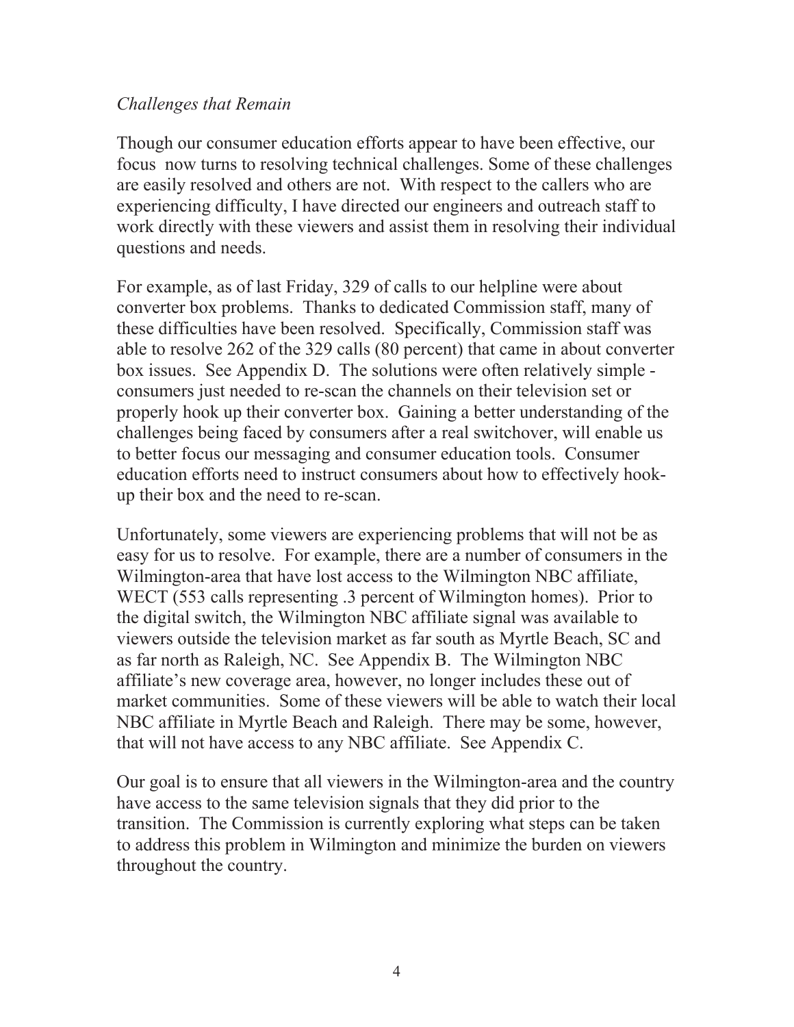*Challenges that Remain*

Though our consumer education efforts appear to have been effective, our focus now turns to resolving technical challenges. Some of these challenges are easily resolved and others are not. With respect to the callers who are experiencing difficulty, I have directed our engineers and outreach staff to work directly with these viewers and assist them in resolving their individual questions and needs.

For example, as of last Friday, 329 of calls to our helpline were about converter box problems. Thanks to dedicated Commission staff, many of these difficulties have been resolved. Specifically, Commission staff was able to resolve 262 of the 329 calls (80 percent) that came in about converter box issues. See Appendix D. The solutions were often relatively simple - consumers just needed to re-scan the channels on their television set or properly hook up their converter box. Gaining a better understanding of the challenges being faced by consumers after a real switchover, will enable us to better focus our messaging and consumer education tools. Consumer education efforts need to instruct consumers about how to effectively hook-up their box and the need to re-scan.

Unfortunately, some viewers are experiencing problems that will not be as easy for us to resolve. For example, there are a number of consumers in the Wilmington-area that have lost access to the Wilmington NBC affiliate, WECT (553 calls representing .3 percent of Wilmington homes). Prior to the digital switch, the Wilmington NBC affiliate signal was available to viewers outside the television market as far south as Myrtle Beach, SC and as far north as Raleigh, NC. See Appendix B. The Wilmington NBC affiliate's new coverage area, however, no longer includes these out of market communities. Some of these viewers will be able to watch their local NBC affiliate in Myrtle Beach and Raleigh. There may be some, however, that will not have access to any NBC affiliate. See Appendix C.

Our goal is to ensure that all viewers in the Wilmington-area and the country have access to the same television signals that they did prior to the transition. The Commission is currently exploring what steps can be taken to address this problem in Wilmington and minimize the burden on viewers throughout the country.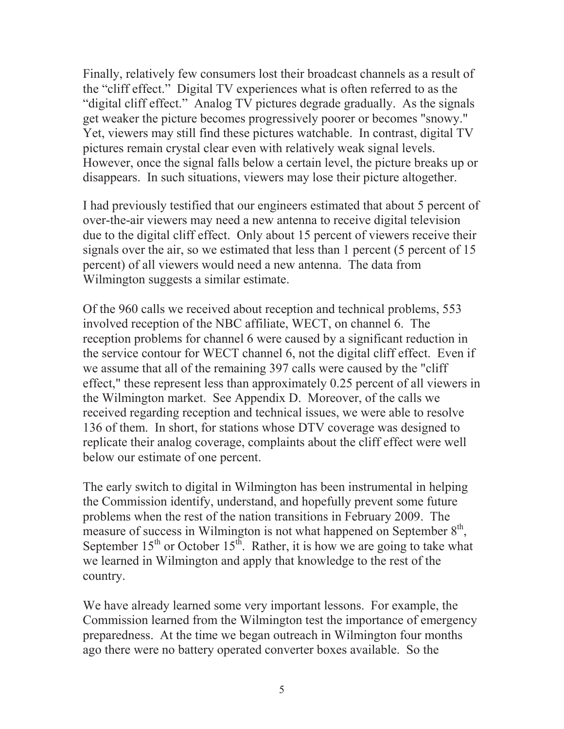Finally, relatively few consumers lost their broadcast channels as a result of the "cliff effect." Digital TV experiences what is often referred to as the "digital cliff effect." Analog TV pictures degrade gradually. As the signals get weaker the picture becomes progressively poorer or becomes "snowy." Yet, viewers may still find these pictures watchable. In contrast, digital TV pictures remain crystal clear even with relatively weak signal levels. However, once the signal falls below a certain level, the picture breaks up or disappears. In such situations, viewers may lose their picture altogether.

I had previously testified that our engineers estimated that about 5 percent of over-the-air viewers may need a new antenna to receive digital television due to the digital cliff effect. Only about 15 percent of viewers receive their signals over the air, so we estimated that less than 1 percent (5 percent of 15 percent) of all viewers would need a new antenna. The data from Wilmington suggests a similar estimate.

Of the 960 calls we received about reception and technical problems, 553 involved reception of the NBC affiliate, WECT, on channel 6. The reception problems for channel 6 were caused by a significant reduction in the service contour for WECT channel 6, not the digital cliff effect. Even if we assume that all of the remaining 397 calls were caused by the "cliff effect," these represent less than approximately 0.25 percent of all viewers in the Wilmington market. See Appendix D. Moreover, of the calls we received regarding reception and technical issues, we were able to resolve 136 of them. In short, for stations whose DTV coverage was designed to replicate their analog coverage, complaints about the cliff effect were well below our estimate of one percent.

The early switch to digital in Wilmington has been instrumental in helping the Commission identify, understand, and hopefully prevent some future problems when the rest of the nation transitions in February 2009. The measure of success in Wilmington is not what happened on September 8th, September 15th or October 15th. Rather, it is how we are going to take what we learned in Wilmington and apply that knowledge to the rest of the country.

We have already learned some very important lessons. For example, the Commission learned from the Wilmington test the importance of emergency preparedness. At the time we began outreach in Wilmington four months ago there were no battery operated converter boxes available. So the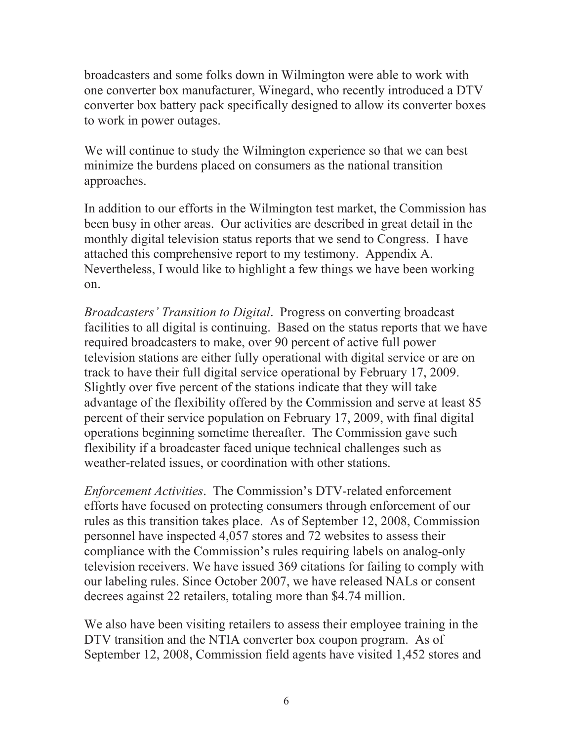broadcasters and some folks down in Wilmington were able to work with one converter box manufacturer, Winegard, who recently introduced a DTV converter box battery pack specifically designed to allow its converter boxes to work in power outages.

We will continue to study the Wilmington experience so that we can best minimize the burdens placed on consumers as the national transition approaches.

In addition to our efforts in the Wilmington test market, the Commission has been busy in other areas. Our activities are described in great detail in the monthly digital television status reports that we send to Congress. I have attached this comprehensive report to my testimony. Appendix A. Nevertheless, I would like to highlight a few things we have been working on.

*Broadcasters' Transition to Digital*. Progress on converting broadcast facilities to all digital is continuing. Based on the status reports that we have required broadcasters to make, over 90 percent of active full power television stations are either fully operational with digital service or are on track to have their full digital service operational by February 17, 2009. Slightly over five percent of the stations indicate that they will take advantage of the flexibility offered by the Commission and serve at least 85 percent of their service population on February 17, 2009, with final digital operations beginning sometime thereafter. The Commission gave such flexibility if a broadcaster faced unique technical challenges such as weather-related issues, or coordination with other stations.

*Enforcement Activities*. The Commission's DTV-related enforcement efforts have focused on protecting consumers through enforcement of our rules as this transition takes place. As of September 12, 2008, Commission personnel have inspected 4,057 stores and 72 websites to assess their compliance with the Commission's rules requiring labels on analog-only television receivers. We have issued 369 citations for failing to comply with our labeling rules. Since October 2007, we have released NALs or consent decrees against 22 retailers, totaling more than $4.74 million.

We also have been visiting retailers to assess their employee training in the DTV transition and the NTIA converter box coupon program. As of September 12, 2008, Commission field agents have visited 1,452 stores and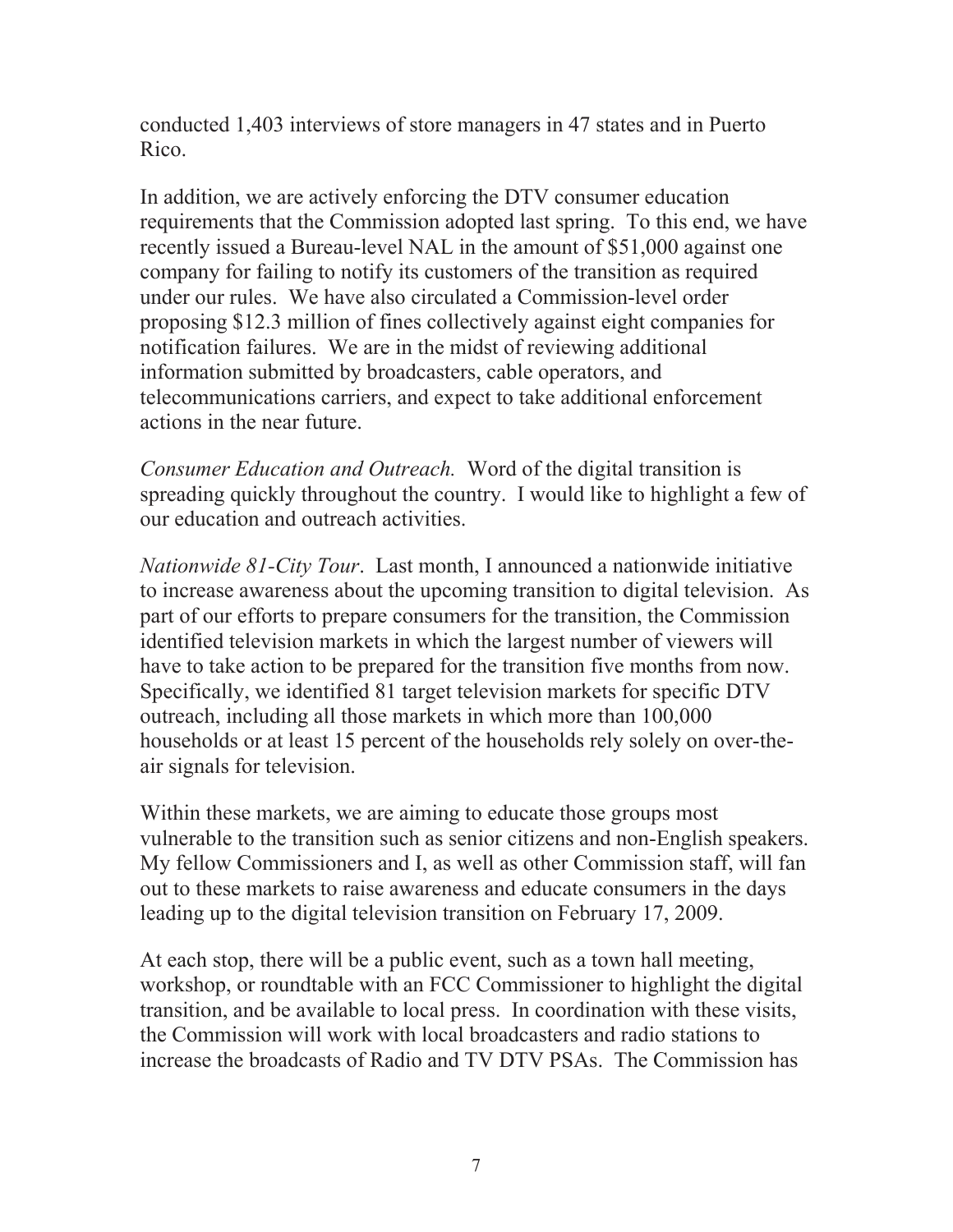conducted 1,403 interviews of store managers in 47 states and in Puerto Rico.

In addition, we are actively enforcing the DTV consumer education requirements that the Commission adopted last spring. To this end, we have recently issued a Bureau-level NAL in the amount of $51,000 against one company for failing to notify its customers of the transition as required under our rules. We have also circulated a Commission-level order proposing $12.3 million of fines collectively against eight companies for notification failures. We are in the midst of reviewing additional information submitted by broadcasters, cable operators, and telecommunications carriers, and expect to take additional enforcement actions in the near future.

*Consumer Education and Outreach.* Word of the digital transition is spreading quickly throughout the country. I would like to highlight a few of our education and outreach activities.

*Nationwide 81-City Tour*. Last month, I announced a nationwide initiative to increase awareness about the upcoming transition to digital television. As part of our efforts to prepare consumers for the transition, the Commission identified television markets in which the largest number of viewers will have to take action to be prepared for the transition five months from now. Specifically, we identified 81 target television markets for specific DTV outreach, including all those markets in which more than 100,000 households or at least 15 percent of the households rely solely on over-the-air signals for television.

Within these markets, we are aiming to educate those groups most vulnerable to the transition such as senior citizens and non-English speakers. My fellow Commissioners and I, as well as other Commission staff, will fan out to these markets to raise awareness and educate consumers in the days leading up to the digital television transition on February 17, 2009.

At each stop, there will be a public event, such as a town hall meeting, workshop, or roundtable with an FCC Commissioner to highlight the digital transition, and be available to local press. In coordination with these visits, the Commission will work with local broadcasters and radio stations to increase the broadcasts of Radio and TV DTV PSAs. The Commission has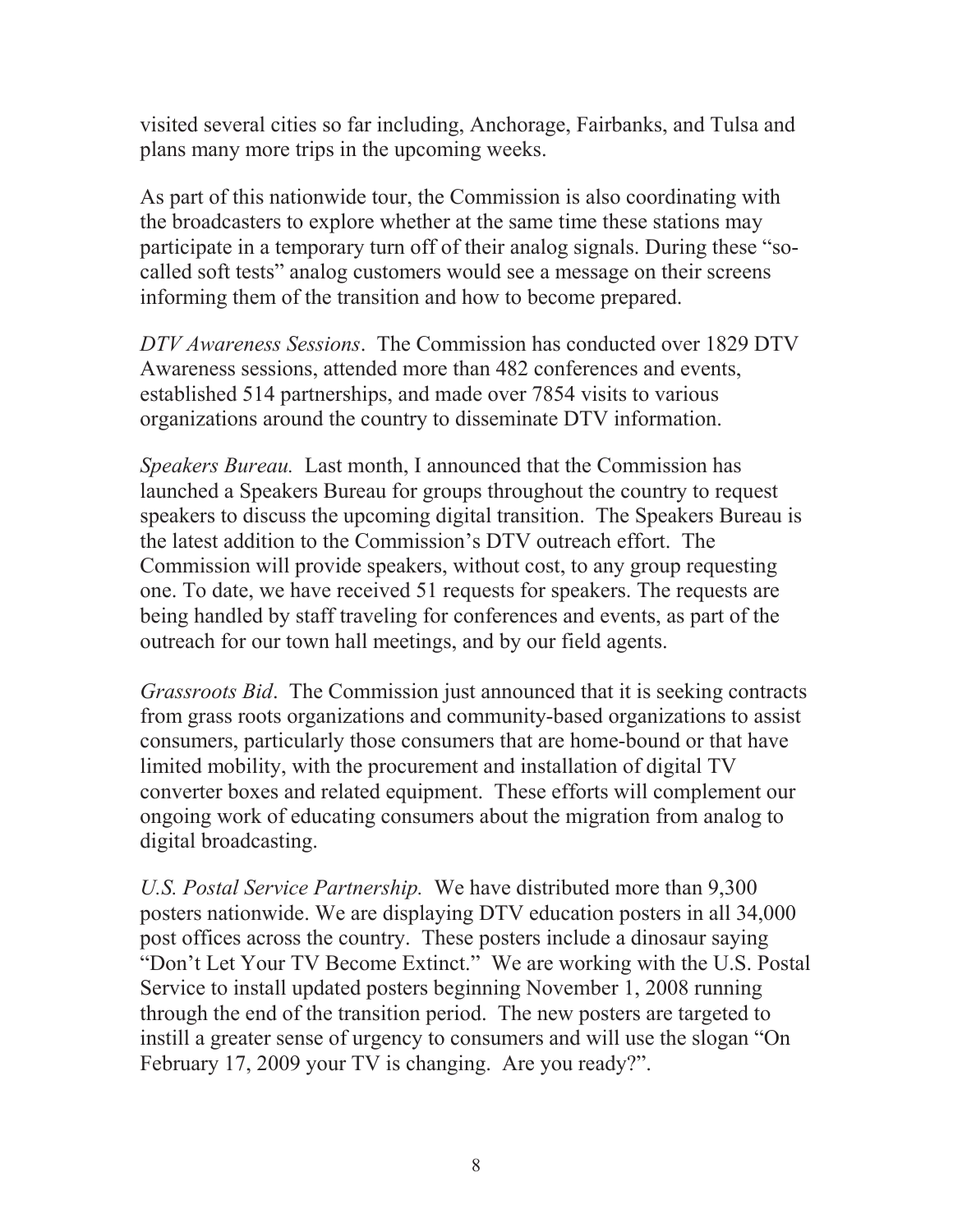visited several cities so far including, Anchorage, Fairbanks, and Tulsa and plans many more trips in the upcoming weeks.

As part of this nationwide tour, the Commission is also coordinating with the broadcasters to explore whether at the same time these stations may participate in a temporary turn off of their analog signals. During these "so-called soft tests" analog customers would see a message on their screens informing them of the transition and how to become prepared.

*DTV Awareness Sessions*. The Commission has conducted over 1829 DTV Awareness sessions, attended more than 482 conferences and events, established 514 partnerships, and made over 7854 visits to various organizations around the country to disseminate DTV information.

*Speakers Bureau.* Last month, I announced that the Commission has launched a Speakers Bureau for groups throughout the country to request speakers to discuss the upcoming digital transition. The Speakers Bureau is the latest addition to the Commission's DTV outreach effort. The Commission will provide speakers, without cost, to any group requesting one. To date, we have received 51 requests for speakers. The requests are being handled by staff traveling for conferences and events, as part of the outreach for our town hall meetings, and by our field agents.

*Grassroots Bid*. The Commission just announced that it is seeking contracts from grass roots organizations and community-based organizations to assist consumers, particularly those consumers that are home-bound or that have limited mobility, with the procurement and installation of digital TV converter boxes and related equipment. These efforts will complement our ongoing work of educating consumers about the migration from analog to digital broadcasting.

*U.S. Postal Service Partnership.* We have distributed more than 9,300 posters nationwide. We are displaying DTV education posters in all 34,000 post offices across the country. These posters include a dinosaur saying "Don't Let Your TV Become Extinct." We are working with the U.S. Postal Service to install updated posters beginning November 1, 2008 running through the end of the transition period. The new posters are targeted to instill a greater sense of urgency to consumers and will use the slogan "On February 17, 2009 your TV is changing. Are you ready?".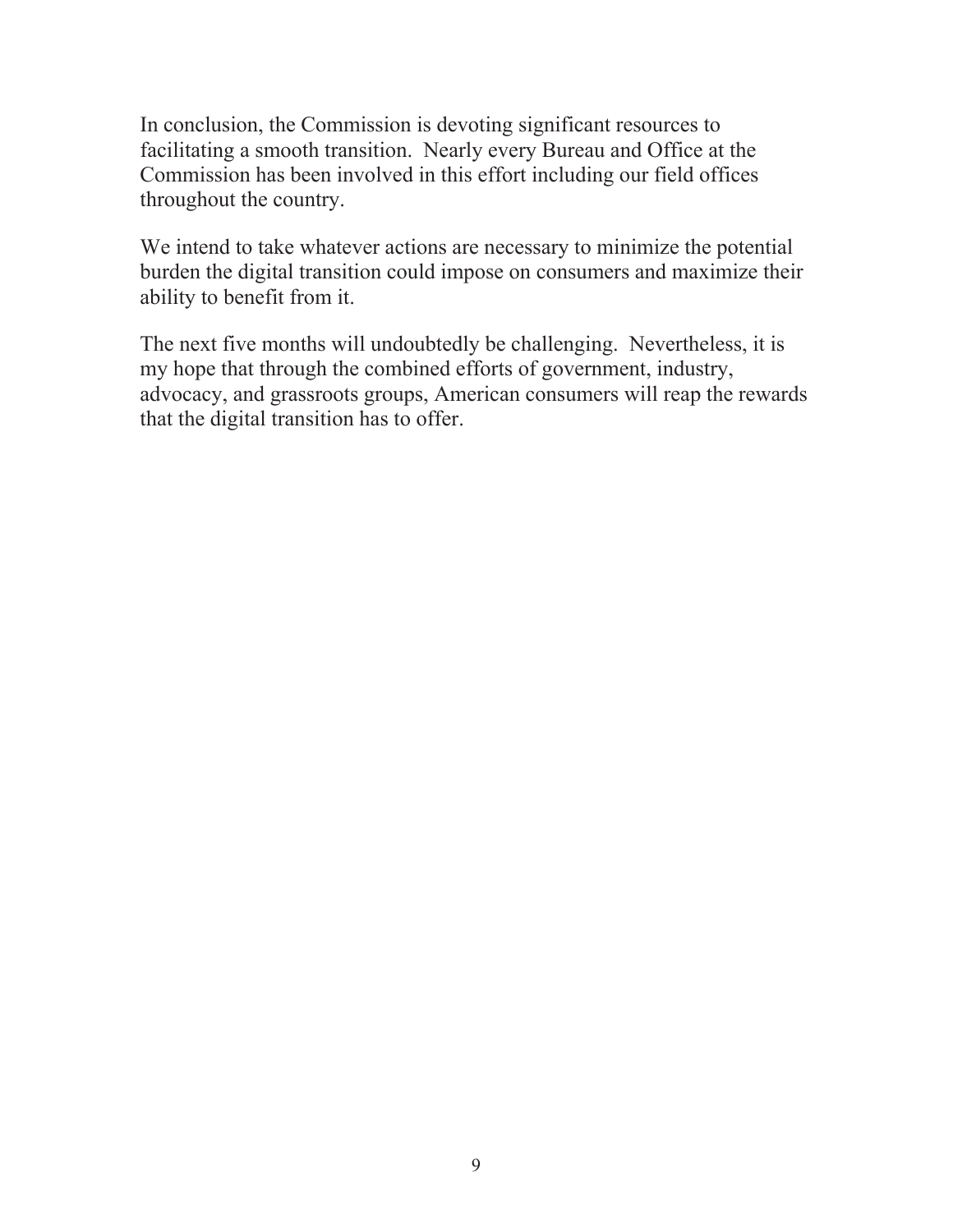In conclusion, the Commission is devoting significant resources to facilitating a smooth transition. Nearly every Bureau and Office at the Commission has been involved in this effort including our field offices throughout the country.

We intend to take whatever actions are necessary to minimize the potential burden the digital transition could impose on consumers and maximize their ability to benefit from it.

The next five months will undoubtedly be challenging. Nevertheless, it is my hope that through the combined efforts of government, industry, advocacy, and grassroots groups, American consumers will reap the rewards that the digital transition has to offer.